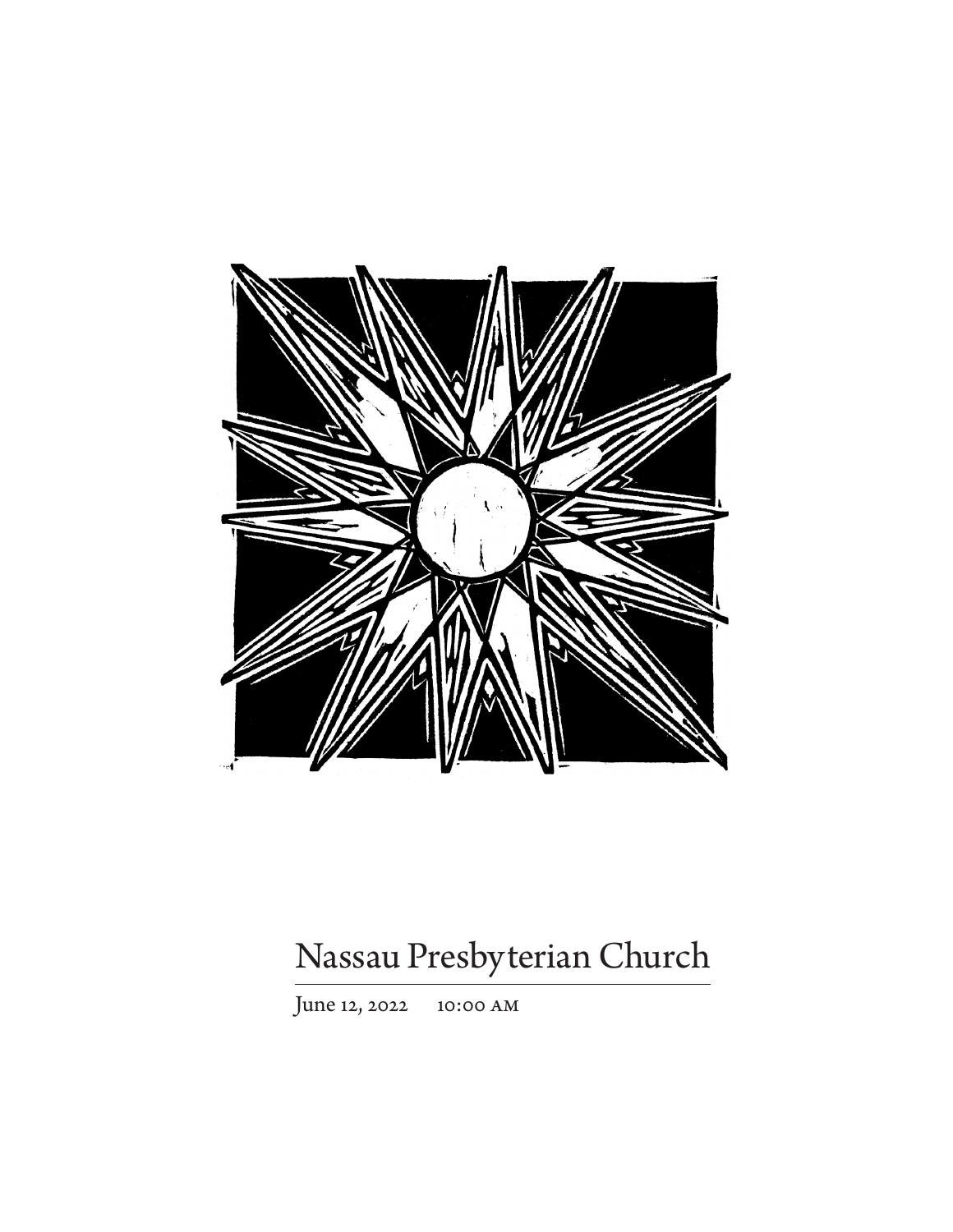# Nassau Presbyterian Church

June 12, 2022 10:00 AM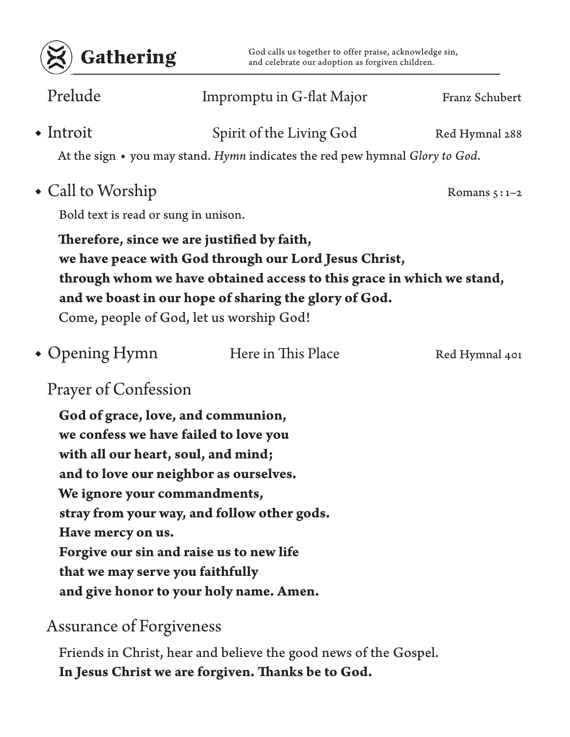# Gathering

God calls us together to offer praise, acknowledge sin, and celebrate our adoption as forgiven children.

Prelude — Impromptu in G-flat Major — Franz Schubert

◆ Introit — Spirit of the Living God — Red Hymnal 288

At the sign ◆ you may stand. *Hymn* indicates the red pew hymnal *Glory to God*.

◆ Call to Worship — Romans 5:1–2

Bold text is read or sung in unison.

**Therefore, since we are justified by faith,**
**we have peace with God through our Lord Jesus Christ,**
**through whom we have obtained access to this grace in which we stand,**
**and we boast in our hope of sharing the glory of God.**
Come, people of God, let us worship God!

◆ Opening Hymn — Here in This Place — Red Hymnal 401

## Prayer of Confession

**God of grace, love, and communion,**
**we confess we have failed to love you**
**with all our heart, soul, and mind;**
**and to love our neighbor as ourselves.**
**We ignore your commandments,**
**stray from your way, and follow other gods.**
**Have mercy on us.**
**Forgive our sin and raise us to new life**
**that we may serve you faithfully**
**and give honor to your holy name. Amen.**

## Assurance of Forgiveness

Friends in Christ, hear and believe the good news of the Gospel.
**In Jesus Christ we are forgiven. Thanks be to God.**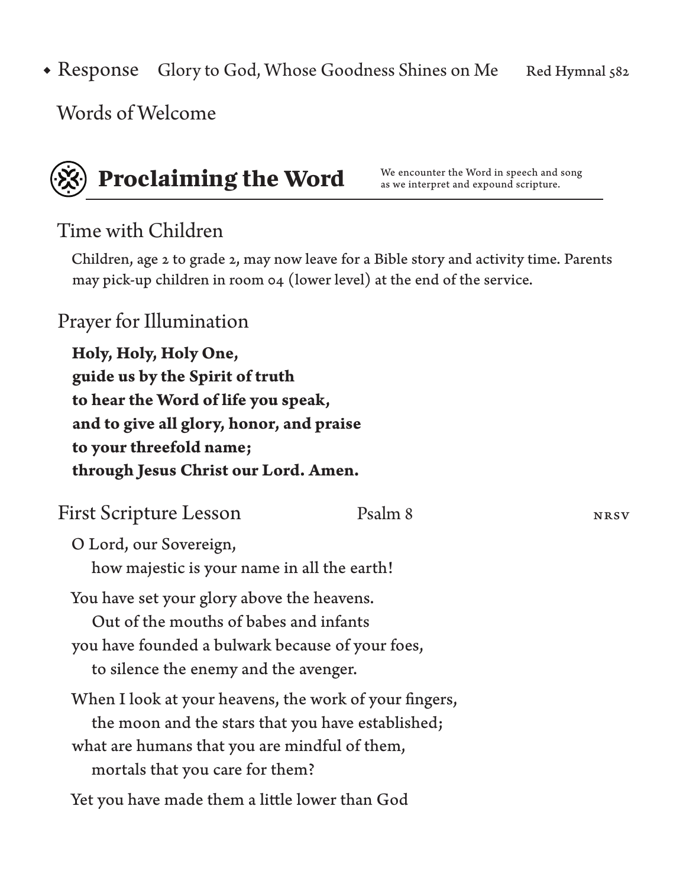◆ Response Glory to God, Whose Goodness Shines on Me Red Hymnal 582

Words of Welcome

## Proclaiming the Word

We encounter the Word in speech and song as we interpret and expound scripture.

### Time with Children

Children, age 2 to grade 2, may now leave for a Bible story and activity time. Parents may pick-up children in room 04 (lower level) at the end of the service.

### Prayer for Illumination

**Holy, Holy, Holy One,**
**guide us by the Spirit of truth**
**to hear the Word of life you speak,**
**and to give all glory, honor, and praise**
**to your threefold name;**
**through Jesus Christ our Lord. Amen.**

### First Scripture Lesson Psalm 8 NRSV

O Lord, our Sovereign,
  how majestic is your name in all the earth!

You have set your glory above the heavens.
  Out of the mouths of babes and infants
you have founded a bulwark because of your foes,
  to silence the enemy and the avenger.

When I look at your heavens, the work of your fingers,
  the moon and the stars that you have established;
what are humans that you are mindful of them,
  mortals that you care for them?

Yet you have made them a little lower than God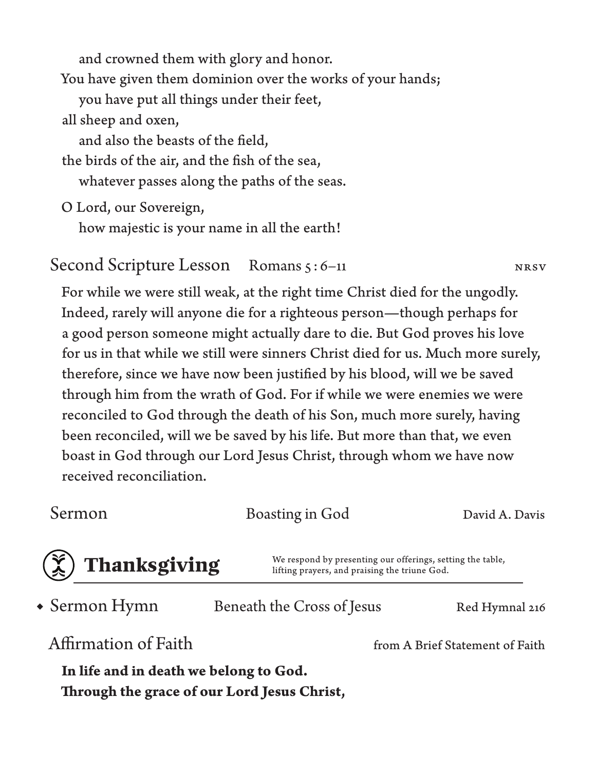and crowned them with glory and honor.
You have given them dominion over the works of your hands;
you have put all things under their feet,
all sheep and oxen,
and also the beasts of the field,
the birds of the air, and the fish of the sea,
whatever passes along the paths of the seas.

O Lord, our Sovereign,
how majestic is your name in all the earth!

## Second Scripture Lesson — Romans 5:6–11 — NRSV

For while we were still weak, at the right time Christ died for the ungodly. Indeed, rarely will anyone die for a righteous person—though perhaps for a good person someone might actually dare to die. But God proves his love for us in that while we still were sinners Christ died for us. Much more surely, therefore, since we have now been justified by his blood, will we be saved through him from the wrath of God. For if while we were enemies we were reconciled to God through the death of his Son, much more surely, having been reconciled, will we be saved by his life. But more than that, we even boast in God through our Lord Jesus Christ, through whom we have now received reconciliation.

## Sermon — Boasting in God — David A. Davis

# Thanksgiving

We respond by presenting our offerings, setting the table, lifting prayers, and praising the triune God.

## ◆ Sermon Hymn — Beneath the Cross of Jesus — Red Hymnal 216

## Affirmation of Faith — from A Brief Statement of Faith

**In life and in death we belong to God.**
**Through the grace of our Lord Jesus Christ,**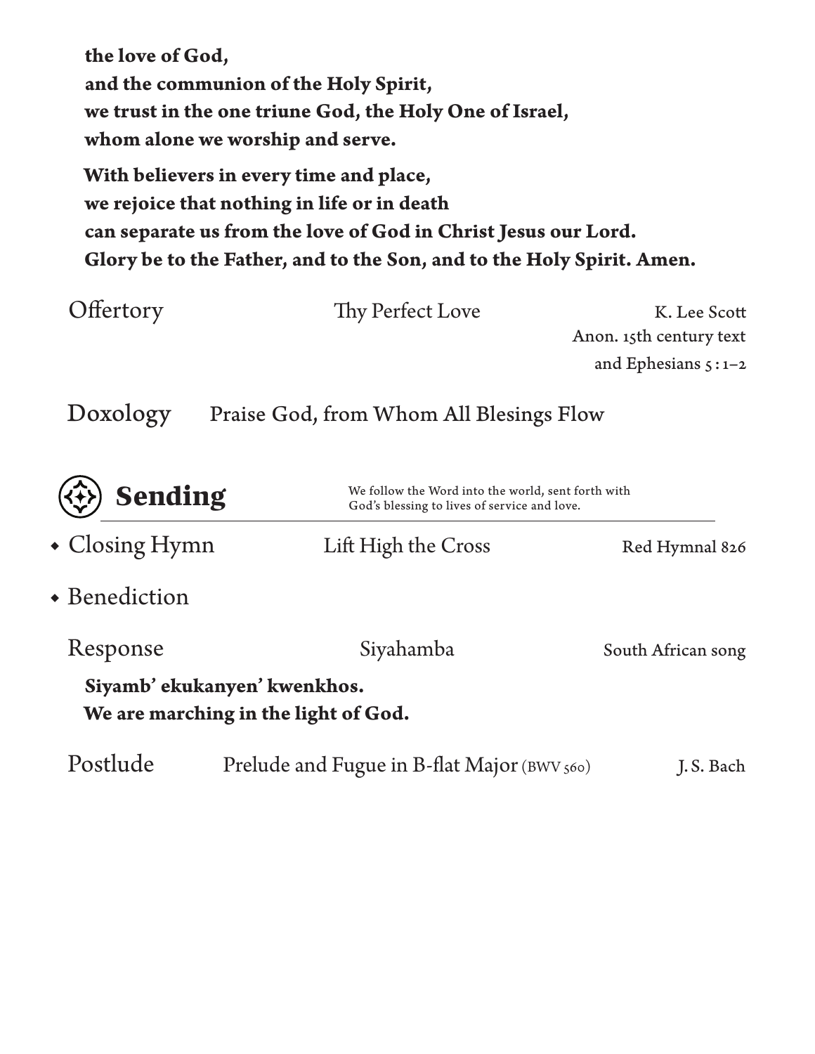**the love of God,**
**and the communion of the Holy Spirit,**
**we trust in the one triune God, the Holy One of Israel,**
**whom alone we worship and serve.**

**With believers in every time and place,**
**we rejoice that nothing in life or in death**
**can separate us from the love of God in Christ Jesus our Lord.**
**Glory be to the Father, and to the Son, and to the Holy Spirit. Amen.**

Offertory — Thy Perfect Love — K. Lee Scott
Anon. 15th century text
and Ephesians 5:1–2

Doxology — Praise God, from Whom All Blesings Flow

## Sending

We follow the Word into the world, sent forth with God's blessing to lives of service and love.

- Closing Hymn — Lift High the Cross — Red Hymnal 826

- Benediction

Response — Siyahamba — South African song

**Siyamb' ekukanyen' kwenkhos.**
**We are marching in the light of God.**

Postlude — Prelude and Fugue in B-flat Major (BWV 560) — J. S. Bach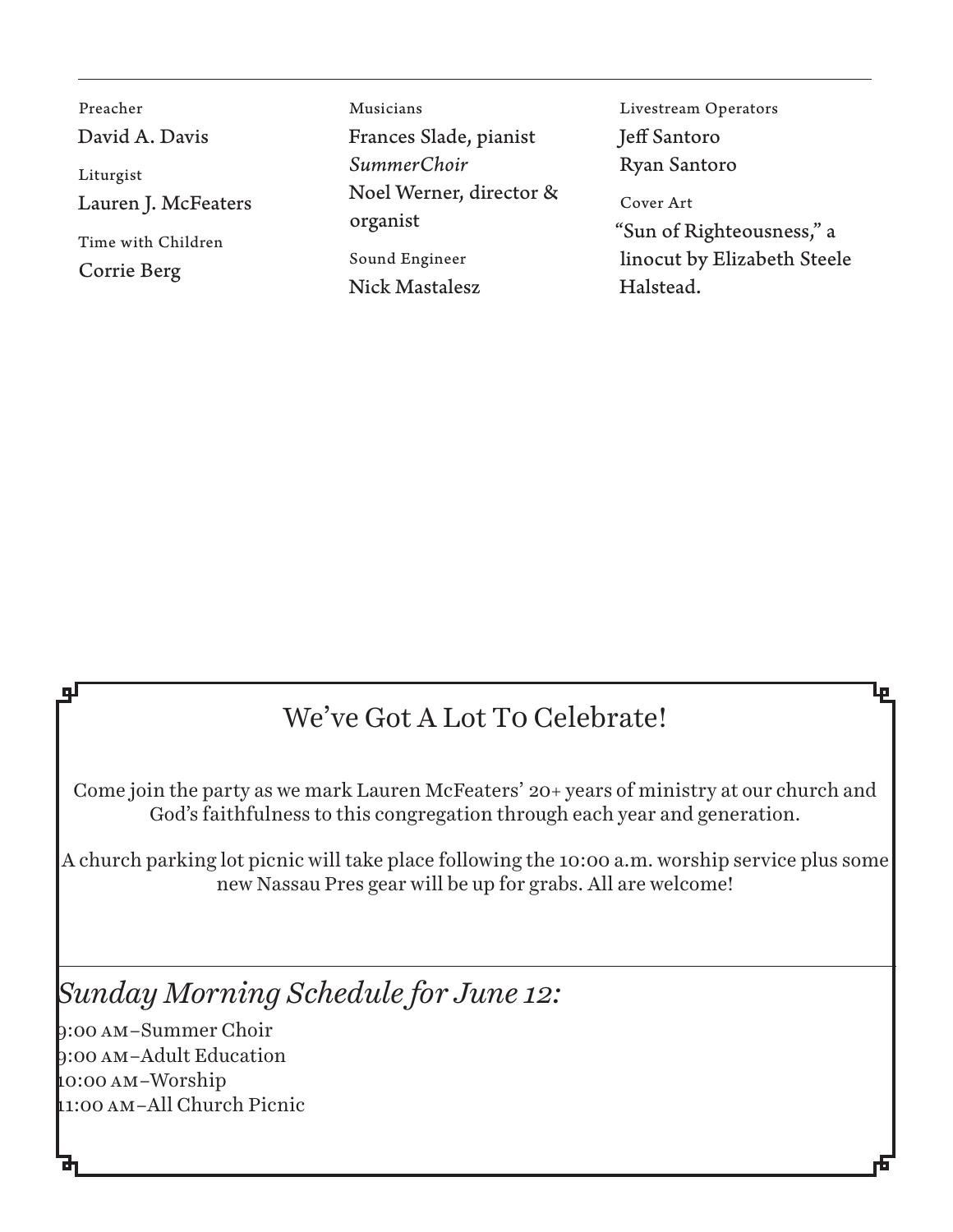Preacher

David A. Davis

Liturgist

Lauren J. McFeaters

Time with Children

Corrie Berg

Musicians

Frances Slade, pianist

*SummerChoir*

Noel Werner, director & organist

Sound Engineer

Nick Mastalesz

Livestream Operators

Jeff Santoro

Ryan Santoro

Cover Art

"Sun of Righteousness," a linocut by Elizabeth Steele Halstead.

## We've Got A Lot To Celebrate!

Come join the party as we mark Lauren McFeaters' 20+ years of ministry at our church and God's faithfulness to this congregation through each year and generation.

A church parking lot picnic will take place following the 10:00 a.m. worship service plus some new Nassau Pres gear will be up for grabs. All are welcome!

## *Sunday Morning Schedule for June 12:*

9:00 AM–Summer Choir
9:00 AM–Adult Education
10:00 AM–Worship
11:00 AM–All Church Picnic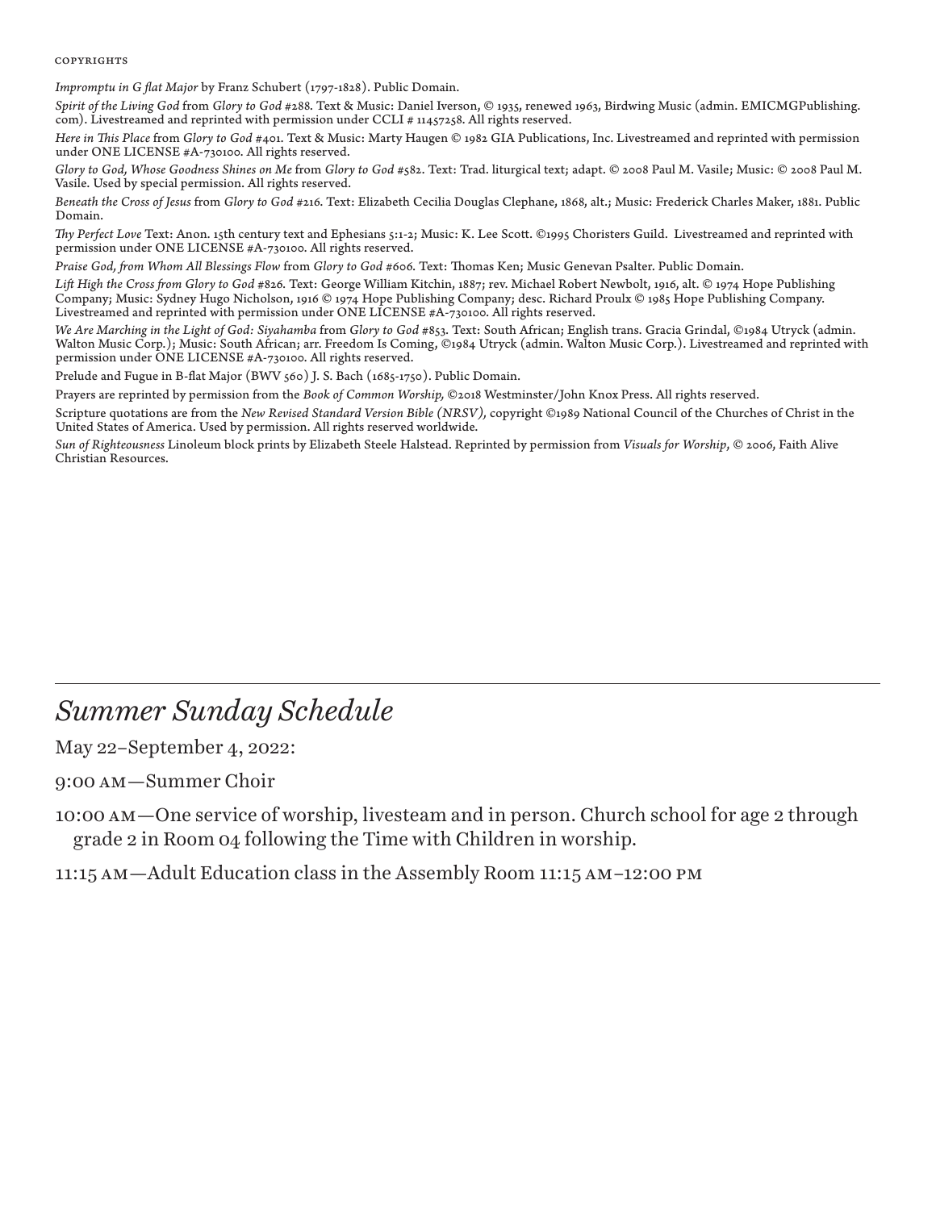COPYRIGHTS

*Impromptu in G flat Major* by Franz Schubert (1797-1828). Public Domain.

*Spirit of the Living God* from *Glory to God* #288. Text & Music: Daniel Iverson, © 1935, renewed 1963, Birdwing Music (admin. EMICMGPublishing.com). Livestreamed and reprinted with permission under CCLI # 11457258. All rights reserved.

*Here in This Place* from *Glory to God* #401. Text & Music: Marty Haugen © 1982 GIA Publications, Inc. Livestreamed and reprinted with permission under ONE LICENSE #A-730100. All rights reserved.

*Glory to God, Whose Goodness Shines on Me* from *Glory to God* #582. Text: Trad. liturgical text; adapt. © 2008 Paul M. Vasile; Music: © 2008 Paul M. Vasile. Used by special permission. All rights reserved.

*Beneath the Cross of Jesus* from *Glory to God* #216. Text: Elizabeth Cecilia Douglas Clephane, 1868, alt.; Music: Frederick Charles Maker, 1881. Public Domain.

*Thy Perfect Love* Text: Anon. 15th century text and Ephesians 5:1-2; Music: K. Lee Scott. ©1995 Choristers Guild. Livestreamed and reprinted with permission under ONE LICENSE #A-730100. All rights reserved.

*Praise God, from Whom All Blessings Flow* from *Glory to God* #606. Text: Thomas Ken; Music Genevan Psalter. Public Domain.

*Lift High the Cross from Glory to God* #826. Text: George William Kitchin, 1887; rev. Michael Robert Newbolt, 1916, alt. © 1974 Hope Publishing Company; Music: Sydney Hugo Nicholson, 1916 © 1974 Hope Publishing Company; desc. Richard Proulx © 1985 Hope Publishing Company. Livestreamed and reprinted with permission under ONE LICENSE #A-730100. All rights reserved.

*We Are Marching in the Light of God: Siyahamba* from *Glory to God* #853. Text: South African; English trans. Gracia Grindal, ©1984 Utryck (admin. Walton Music Corp.); Music: South African; arr. Freedom Is Coming, ©1984 Utryck (admin. Walton Music Corp.). Livestreamed and reprinted with permission under ONE LICENSE #A-730100. All rights reserved.

Prelude and Fugue in B-flat Major (BWV 560) J. S. Bach (1685-1750). Public Domain.

Prayers are reprinted by permission from the *Book of Common Worship,* ©2018 Westminster/John Knox Press. All rights reserved.

Scripture quotations are from the *New Revised Standard Version Bible (NRSV),* copyright ©1989 National Council of the Churches of Christ in the United States of America. Used by permission. All rights reserved worldwide.

*Sun of Righteousness* Linoleum block prints by Elizabeth Steele Halstead. Reprinted by permission from *Visuals for Worship*, © 2006, Faith Alive Christian Resources.

## *Summer Sunday Schedule*

May 22–September 4, 2022:

9:00 AM—Summer Choir

10:00 AM—One service of worship, livesteam and in person. Church school for age 2 through grade 2 in Room 04 following the Time with Children in worship.

11:15 AM—Adult Education class in the Assembly Room 11:15 AM–12:00 PM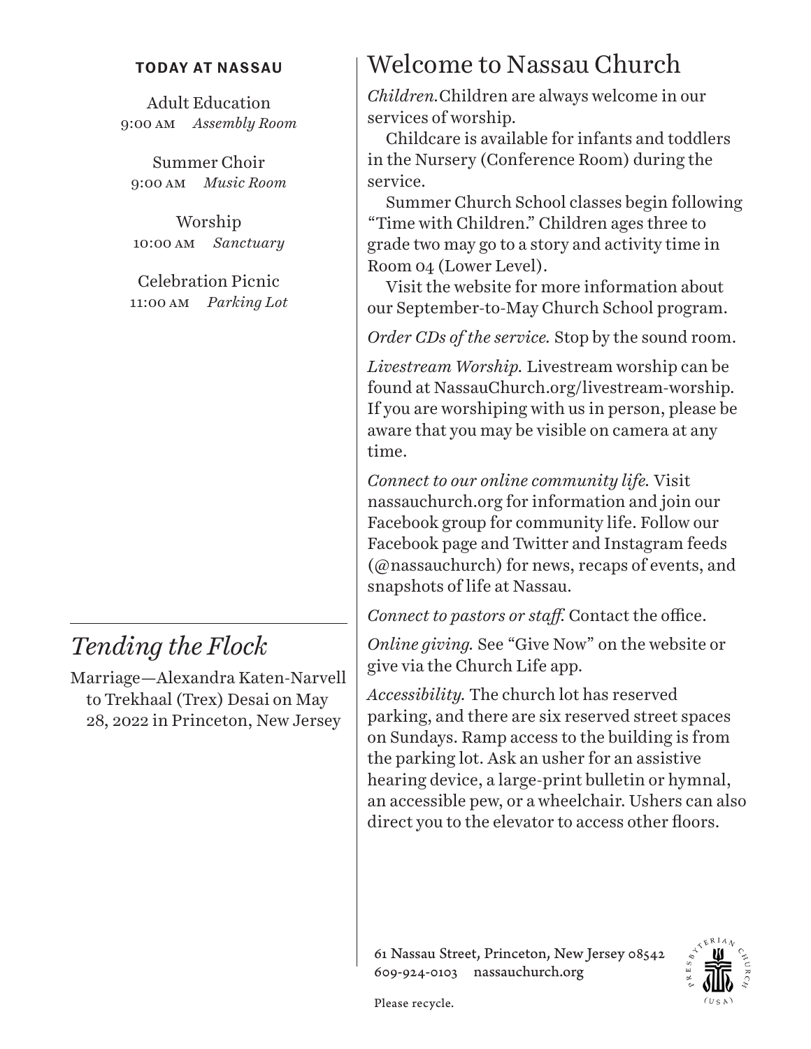**TODAY AT NASSAU**

Adult Education
9:00 AM *Assembly Room*

Summer Choir
9:00 AM *Music Room*

Worship
10:00 AM *Sanctuary*

Celebration Picnic
11:00 AM *Parking Lot*

## *Tending the Flock*

Marriage—Alexandra Katen-Narvell to Trekhaal (Trex) Desai on May 28, 2022 in Princeton, New Jersey

# Welcome to Nassau Church

*Children.* Children are always welcome in our services of worship.

Childcare is available for infants and toddlers in the Nursery (Conference Room) during the service.

Summer Church School classes begin following "Time with Children." Children ages three to grade two may go to a story and activity time in Room 04 (Lower Level).

Visit the website for more information about our September-to-May Church School program.

*Order CDs of the service.* Stop by the sound room.

*Livestream Worship.* Livestream worship can be found at NassauChurch.org/livestream-worship. If you are worshiping with us in person, please be aware that you may be visible on camera at any time.

*Connect to our online community life.* Visit nassauchurch.org for information and join our Facebook group for community life. Follow our Facebook page and Twitter and Instagram feeds (@nassauchurch) for news, recaps of events, and snapshots of life at Nassau.

*Connect to pastors or staff.* Contact the office.

*Online giving.* See "Give Now" on the website or give via the Church Life app.

*Accessibility.* The church lot has reserved parking, and there are six reserved street spaces on Sundays. Ramp access to the building is from the parking lot. Ask an usher for an assistive hearing device, a large-print bulletin or hymnal, an accessible pew, or a wheelchair. Ushers can also direct you to the elevator to access other floors.

61 Nassau Street, Princeton, New Jersey 08542
609-924-0103 nassauchurch.org

Please recycle.

PRESBYTERIAN CHURCH (USA)